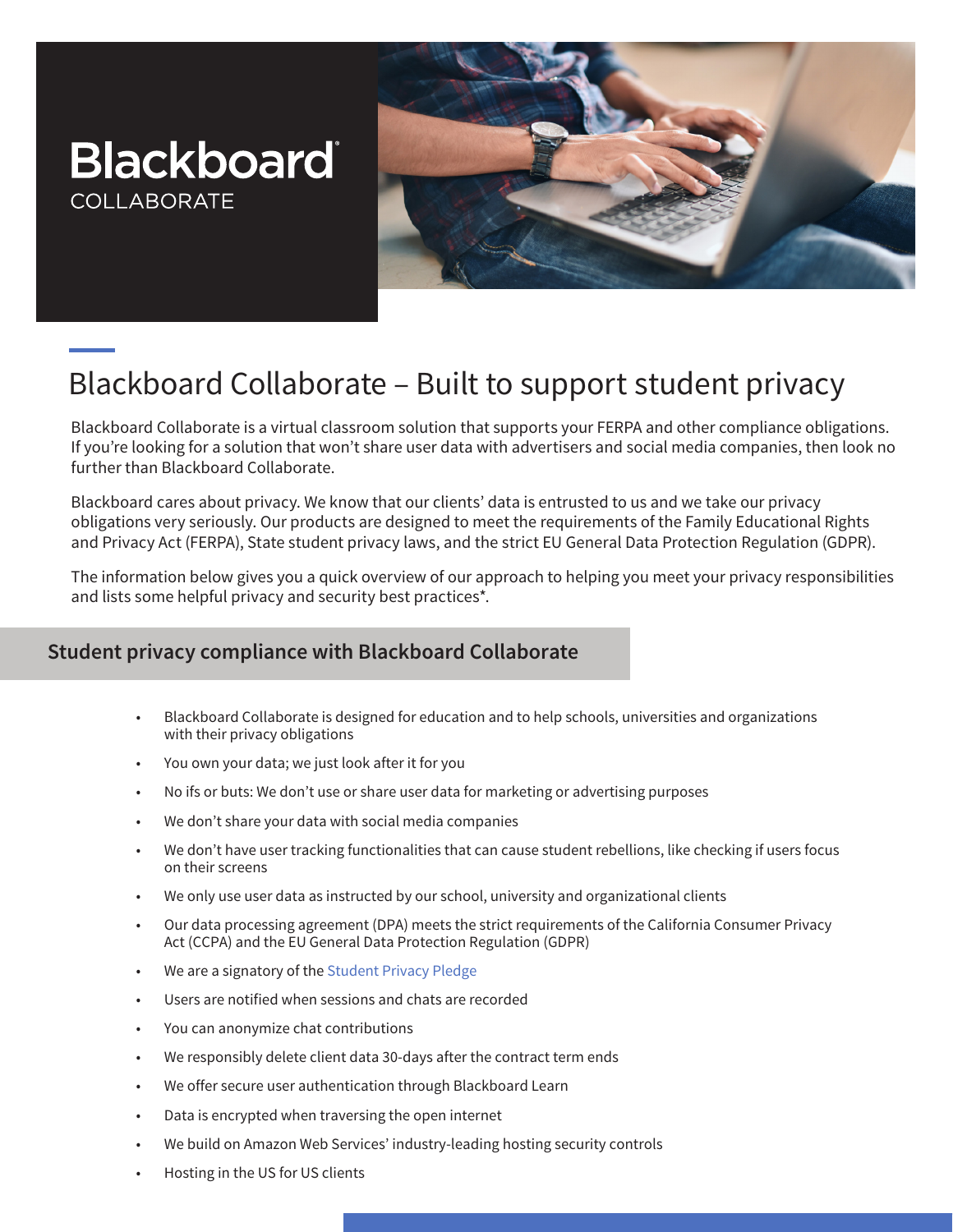Blackboard COLLABORATE

# Blackboard Collaborate – Built to support student privacy

Blackboard Collaborate is a virtual classroom solution that supports your FERPA and other compliance obligations. If you're looking for a solution that won't share user data with advertisers and social media companies, then look no further than Blackboard Collaborate.

Blackboard cares about privacy. We know that our clients' data is entrusted to us and we take our privacy obligations very seriously. Our products are designed to meet the requirements of the Family Educational Rights and Privacy Act (FERPA), State student privacy laws, and the strict EU General Data Protection Regulation (GDPR).

The information below gives you a quick overview of our approach to helping you meet your privacy responsibilities and lists some helpful privacy and security best practices*.

## Student privacy compliance with Blackboard Collaborate

- Blackboard Collaborate is designed for education and to help schools, universities and organizations with their privacy obligations
- You own your data; we just look after it for you
- No ifs or buts: We don't use or share user data for marketing or advertising purposes
- We don't share your data with social media companies
- We don't have user tracking functionalities that can cause student rebellions, like checking if users focus on their screens
- We only use user data as instructed by our school, university and organizational clients
- Our data processing agreement (DPA) meets the strict requirements of the California Consumer Privacy Act (CCPA) and the EU General Data Protection Regulation (GDPR)
- We are a signatory of the Student Privacy Pledge
- Users are notified when sessions and chats are recorded
- You can anonymize chat contributions
- We responsibly delete client data 30-days after the contract term ends
- We offer secure user authentication through Blackboard Learn
- Data is encrypted when traversing the open internet
- We build on Amazon Web Services' industry-leading hosting security controls
- Hosting in the US for US clients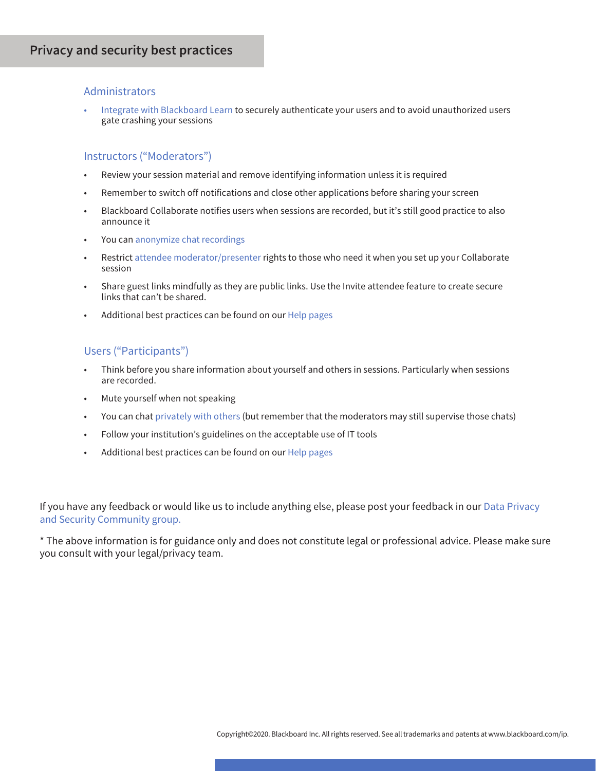## Privacy and security best practices

### Administrators

- Integrate with Blackboard Learn to securely authenticate your users and to avoid unauthorized users gate crashing your sessions

### Instructors (“Moderators”)

- Review your session material and remove identifying information unless it is required
- Remember to switch off notifications and close other applications before sharing your screen
- Blackboard Collaborate notifies users when sessions are recorded, but it’s still good practice to also announce it
- You can anonymize chat recordings
- Restrict attendee moderator/presenter rights to those who need it when you set up your Collaborate session
- Share guest links mindfully as they are public links. Use the Invite attendee feature to create secure links that can’t be shared.
- Additional best practices can be found on our Help pages

### Users (“Participants”)

- Think before you share information about yourself and others in sessions. Particularly when sessions are recorded.
- Mute yourself when not speaking
- You can chat privately with others (but remember that the moderators may still supervise those chats)
- Follow your institution’s guidelines on the acceptable use of IT tools
- Additional best practices can be found on our Help pages

If you have any feedback or would like us to include anything else, please post your feedback in our Data Privacy and Security Community group.

* The above information is for guidance only and does not constitute legal or professional advice. Please make sure you consult with your legal/privacy team.

Copyright©2020. Blackboard Inc. All rights reserved. See all trademarks and patents at www.blackboard.com/ip.